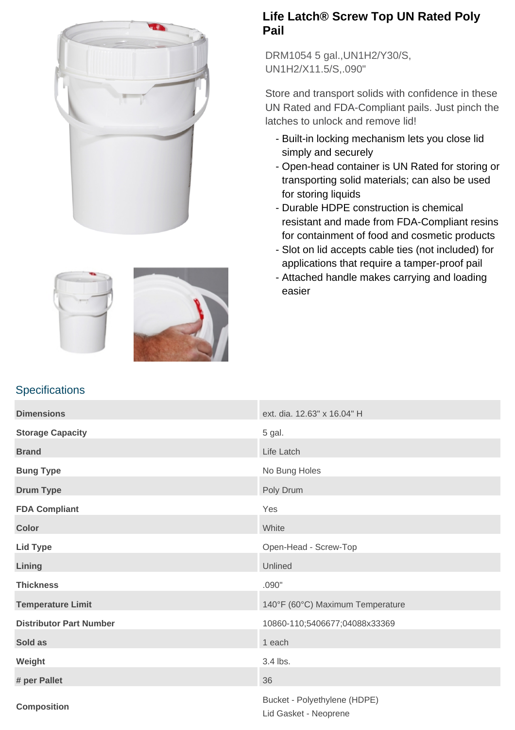# Life Latch® Screw Top UN Rated Poly Pail

DRM1054 5 gal.,UN1H2/Y30/S, UN1H2/X11.5/S,.090"

Store and transport solids with confidence in these UN Rated and FDA-Compliant pails. Just pinch the latches to unlock and remove lid!

- Built-in locking mechanism lets you close lid simply and securely
- Open-head container is UN Rated for storing or transporting solid materials; can also be used for storing liquids
- Durable HDPE construction is chemical resistant and made from FDA-Compliant resins for containment of food and cosmetic products
- Slot on lid accepts cable ties (not included) for applications that require a tamper-proof pail
- Attached handle makes carrying and loading easier

## Specifications

| | |
|---|---|
| **Dimensions** | ext. dia. 12.63" x 16.04" H |
| **Storage Capacity** | 5 gal. |
| **Brand** | Life Latch |
| **Bung Type** | No Bung Holes |
| **Drum Type** | Poly Drum |
| **FDA Compliant** | Yes |
| **Color** | White |
| **Lid Type** | Open-Head - Screw-Top |
| **Lining** | Unlined |
| **Thickness** | .090" |
| **Temperature Limit** | 140°F (60°C) Maximum Temperature |
| **Distributor Part Number** | 10860-110;5406677;04088x33369 |
| **Sold as** | 1 each |
| **Weight** | 3.4 lbs. |
| **# per Pallet** | 36 |
| **Composition** | Bucket - Polyethylene (HDPE)<br>Lid Gasket - Neoprene |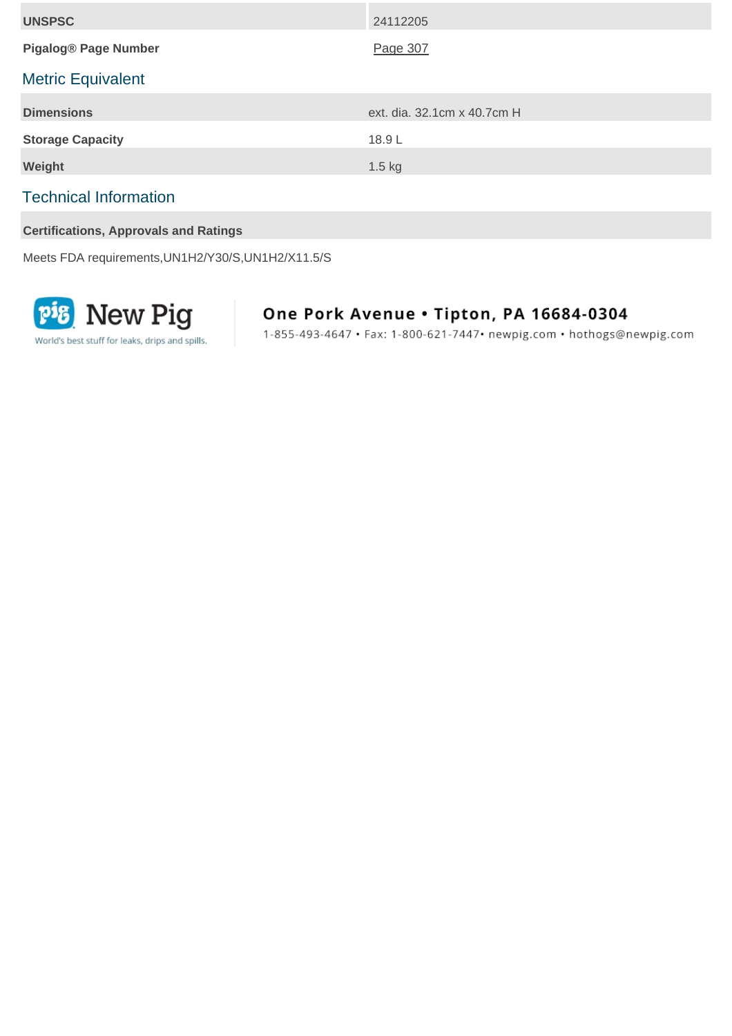| | |
|---|---|
| **UNSPSC** | 24112205 |
| **Pigalog® Page Number** | Page 307 |

## Metric Equivalent

| | |
|---|---|
| **Dimensions** | ext. dia. 32.1cm x 40.7cm H |
| **Storage Capacity** | 18.9 L |
| **Weight** | 1.5 kg |

## Technical Information

| |
|---|
| **Certifications, Approvals and Ratings** |

Meets FDA requirements,UN1H2/Y30/S,UN1H2/X11.5/S

New Pig
World's best stuff for leaks, drips and spills.

**One Pork Avenue • Tipton, PA 16684-0304**
1-855-493-4647 • Fax: 1-800-621-7447• newpig.com • hothogs@newpig.com